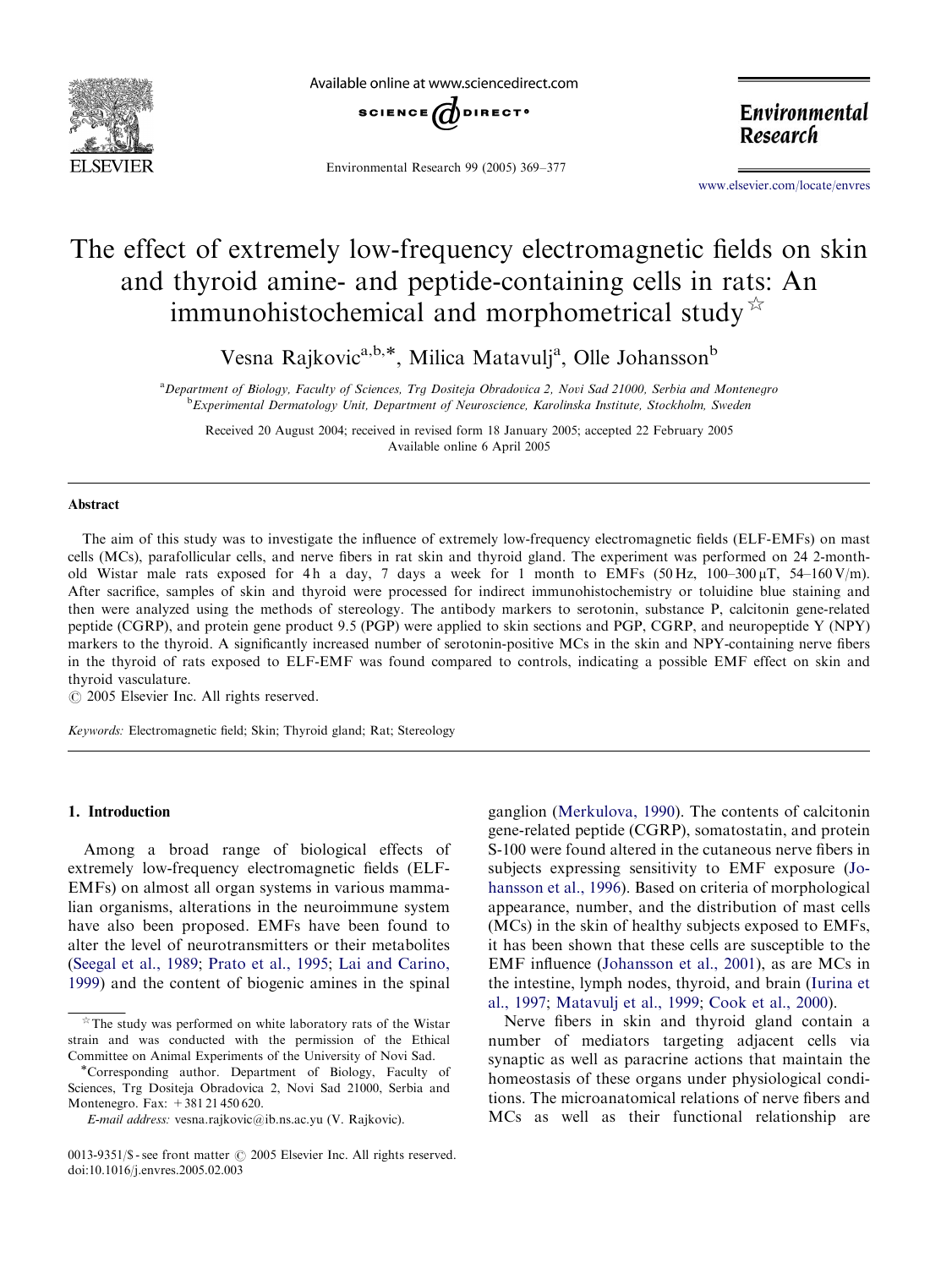# The effect of extremely low-frequency electromagnetic fields on skin and thyroid amine- and peptide-containing cells in rats: An immunohistochemical and morphometrical study ☆

Vesna Rajkovic[a,b,*], Milica Matavulj[a], Olle Johansson[b]

[a] Department of Biology, Faculty of Sciences, Trg Dositeja Obradovica 2, Novi Sad 21000, Serbia and Montenegro
[b] Experimental Dermatology Unit, Department of Neuroscience, Karolinska Institute, Stockholm, Sweden

Received 20 August 2004; received in revised form 18 January 2005; accepted 22 February 2005
Available online 6 April 2005

## Abstract

The aim of this study was to investigate the influence of extremely low-frequency electromagnetic fields (ELF-EMFs) on mast cells (MCs), parafollicular cells, and nerve fibers in rat skin and thyroid gland. The experiment was performed on 24 2-month-old Wistar male rats exposed for 4 h a day, 7 days a week for 1 month to EMFs (50 Hz, 100–300 μT, 54–160 V/m). After sacrifice, samples of skin and thyroid were processed for indirect immunohistochemistry or toluidine blue staining and then were analyzed using the methods of stereology. The antibody markers to serotonin, substance P, calcitonin gene-related peptide (CGRP), and protein gene product 9.5 (PGP) were applied to skin sections and PGP, CGRP, and neuropeptide Y (NPY) markers to the thyroid. A significantly increased number of serotonin-positive MCs in the skin and NPY-containing nerve fibers in the thyroid of rats exposed to ELF-EMF was found compared to controls, indicating a possible EMF effect on skin and thyroid vasculature.

© 2005 Elsevier Inc. All rights reserved.

*Keywords:* Electromagnetic field; Skin; Thyroid gland; Rat; Stereology

## 1. Introduction

Among a broad range of biological effects of extremely low-frequency electromagnetic fields (ELF-EMFs) on almost all organ systems in various mammalian organisms, alterations in the neuroimmune system have also been proposed. EMFs have been found to alter the level of neurotransmitters or their metabolites (Seegal et al., 1989; Prato et al., 1995; Lai and Carino, 1999) and the content of biogenic amines in the spinal ganglion (Merkulova, 1990). The contents of calcitonin gene-related peptide (CGRP), somatostatin, and protein S-100 were found altered in the cutaneous nerve fibers in subjects expressing sensitivity to EMF exposure (Johansson et al., 1996). Based on criteria of morphological appearance, number, and the distribution of mast cells (MCs) in the skin of healthy subjects exposed to EMFs, it has been shown that these cells are susceptible to the EMF influence (Johansson et al., 2001), as are MCs in the intestine, lymph nodes, thyroid, and brain (Iurina et al., 1997; Matavulj et al., 1999; Cook et al., 2000).

Nerve fibers in skin and thyroid gland contain a number of mediators targeting adjacent cells via synaptic as well as paracrine actions that maintain the homeostasis of these organs under physiological conditions. The microanatomical relations of nerve fibers and MCs as well as their functional relationship are

☆ The study was performed on white laboratory rats of the Wistar strain and was conducted with the permission of the Ethical Committee on Animal Experiments of the University of Novi Sad.

*Corresponding author. Department of Biology, Faculty of Sciences, Trg Dositeja Obradovica 2, Novi Sad 21000, Serbia and Montenegro. Fax: +381 21 450 620.

*E-mail address:* vesna.rajkovic@ib.ns.ac.yu (V. Rajkovic).

0013-9351/$ - see front matter © 2005 Elsevier Inc. All rights reserved.
doi:10.1016/j.envres.2005.02.003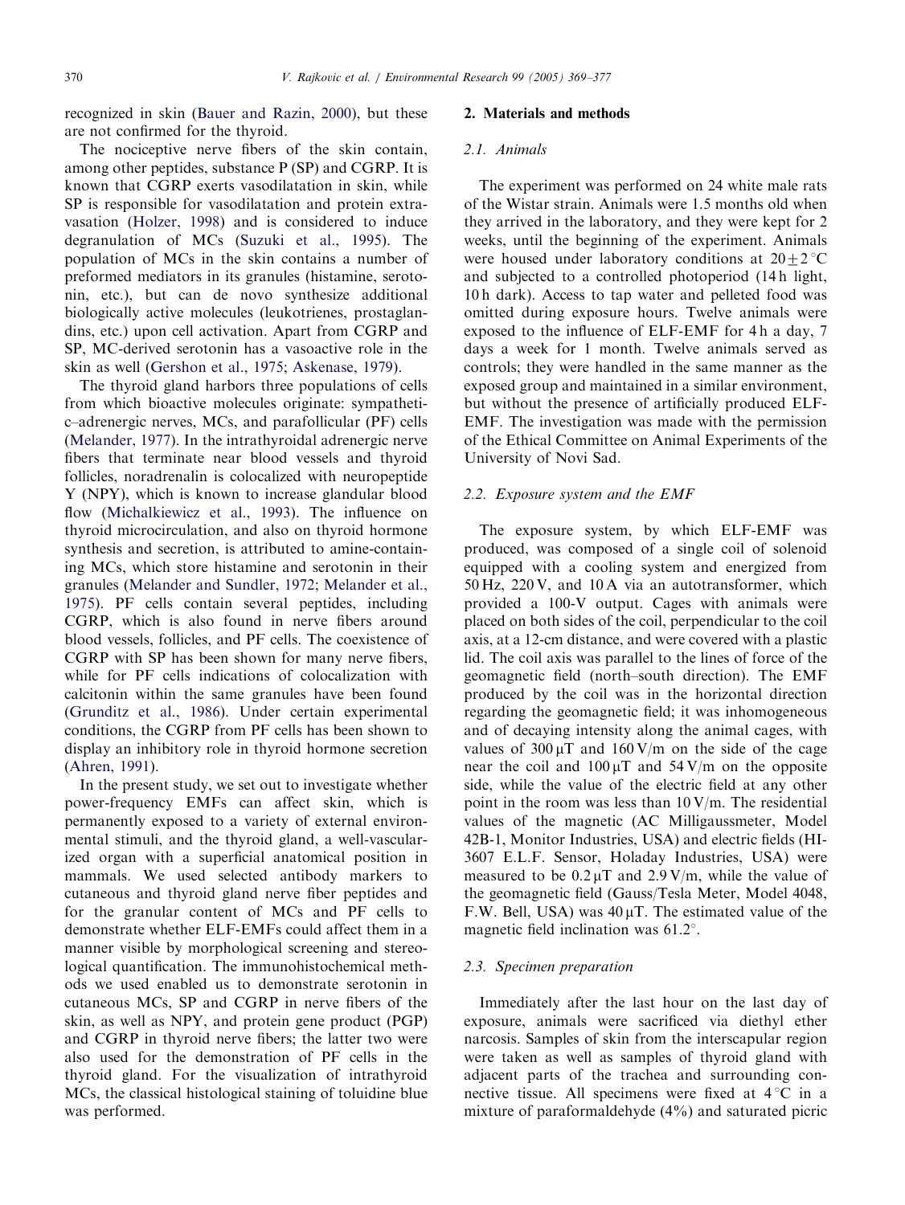recognized in skin (Bauer and Razin, 2000), but these are not confirmed for the thyroid.

The nociceptive nerve fibers of the skin contain, among other peptides, substance P (SP) and CGRP. It is known that CGRP exerts vasodilatation in skin, while SP is responsible for vasodilatation and protein extravasation (Holzer, 1998) and is considered to induce degranulation of MCs (Suzuki et al., 1995). The population of MCs in the skin contains a number of preformed mediators in its granules (histamine, serotonin, etc.), but can de novo synthesize additional biologically active molecules (leukotrienes, prostaglandins, etc.) upon cell activation. Apart from CGRP and SP, MC-derived serotonin has a vasoactive role in the skin as well (Gershon et al., 1975; Askenase, 1979).

The thyroid gland harbors three populations of cells from which bioactive molecules originate: sympathetic–adrenergic nerves, MCs, and parafollicular (PF) cells (Melander, 1977). In the intrathyroidal adrenergic nerve fibers that terminate near blood vessels and thyroid follicles, noradrenalin is colocalized with neuropeptide Y (NPY), which is known to increase glandular blood flow (Michalkiewicz et al., 1993). The influence on thyroid microcirculation, and also on thyroid hormone synthesis and secretion, is attributed to amine-containing MCs, which store histamine and serotonin in their granules (Melander and Sundler, 1972; Melander et al., 1975). PF cells contain several peptides, including CGRP, which is also found in nerve fibers around blood vessels, follicles, and PF cells. The coexistence of CGRP with SP has been shown for many nerve fibers, while for PF cells indications of colocalization with calcitonin within the same granules have been found (Grunditz et al., 1986). Under certain experimental conditions, the CGRP from PF cells has been shown to display an inhibitory role in thyroid hormone secretion (Ahren, 1991).

In the present study, we set out to investigate whether power-frequency EMFs can affect skin, which is permanently exposed to a variety of external environmental stimuli, and the thyroid gland, a well-vascularized organ with a superficial anatomical position in mammals. We used selected antibody markers to cutaneous and thyroid gland nerve fiber peptides and for the granular content of MCs and PF cells to demonstrate whether ELF-EMFs could affect them in a manner visible by morphological screening and stereological quantification. The immunohistochemical methods we used enabled us to demonstrate serotonin in cutaneous MCs, SP and CGRP in nerve fibers of the skin, as well as NPY, and protein gene product (PGP) and CGRP in thyroid nerve fibers; the latter two were also used for the demonstration of PF cells in the thyroid gland. For the visualization of intrathyroid MCs, the classical histological staining of toluidine blue was performed.

## 2. Materials and methods

### 2.1. Animals

The experiment was performed on 24 white male rats of the Wistar strain. Animals were 1.5 months old when they arrived in the laboratory, and they were kept for 2 weeks, until the beginning of the experiment. Animals were housed under laboratory conditions at $20 \pm 2\,^{\circ}C$ and subjected to a controlled photoperiod (14 h light, 10 h dark). Access to tap water and pelleted food was omitted during exposure hours. Twelve animals were exposed to the influence of ELF-EMF for 4 h a day, 7 days a week for 1 month. Twelve animals served as controls; they were handled in the same manner as the exposed group and maintained in a similar environment, but without the presence of artificially produced ELF-EMF. The investigation was made with the permission of the Ethical Committee on Animal Experiments of the University of Novi Sad.

### 2.2. Exposure system and the EMF

The exposure system, by which ELF-EMF was produced, was composed of a single coil of solenoid equipped with a cooling system and energized from 50 Hz, 220 V, and 10 A via an autotransformer, which provided a 100-V output. Cages with animals were placed on both sides of the coil, perpendicular to the coil axis, at a 12-cm distance, and were covered with a plastic lid. The coil axis was parallel to the lines of force of the geomagnetic field (north–south direction). The EMF produced by the coil was in the horizontal direction regarding the geomagnetic field; it was inhomogeneous and of decaying intensity along the animal cages, with values of 300 μT and 160 V/m on the side of the cage near the coil and 100 μT and 54 V/m on the opposite side, while the value of the electric field at any other point in the room was less than 10 V/m. The residential values of the magnetic (AC Milligaussmeter, Model 42B-1, Monitor Industries, USA) and electric fields (HI-3607 E.L.F. Sensor, Holaday Industries, USA) were measured to be 0.2 μT and 2.9 V/m, while the value of the geomagnetic field (Gauss/Tesla Meter, Model 4048, F.W. Bell, USA) was 40 μT. The estimated value of the magnetic field inclination was 61.2°.

### 2.3. Specimen preparation

Immediately after the last hour on the last day of exposure, animals were sacrificed via diethyl ether narcosis. Samples of skin from the interscapular region were taken as well as samples of thyroid gland with adjacent parts of the trachea and surrounding connective tissue. All specimens were fixed at $4\,^{\circ}C$ in a mixture of paraformaldehyde (4%) and saturated picric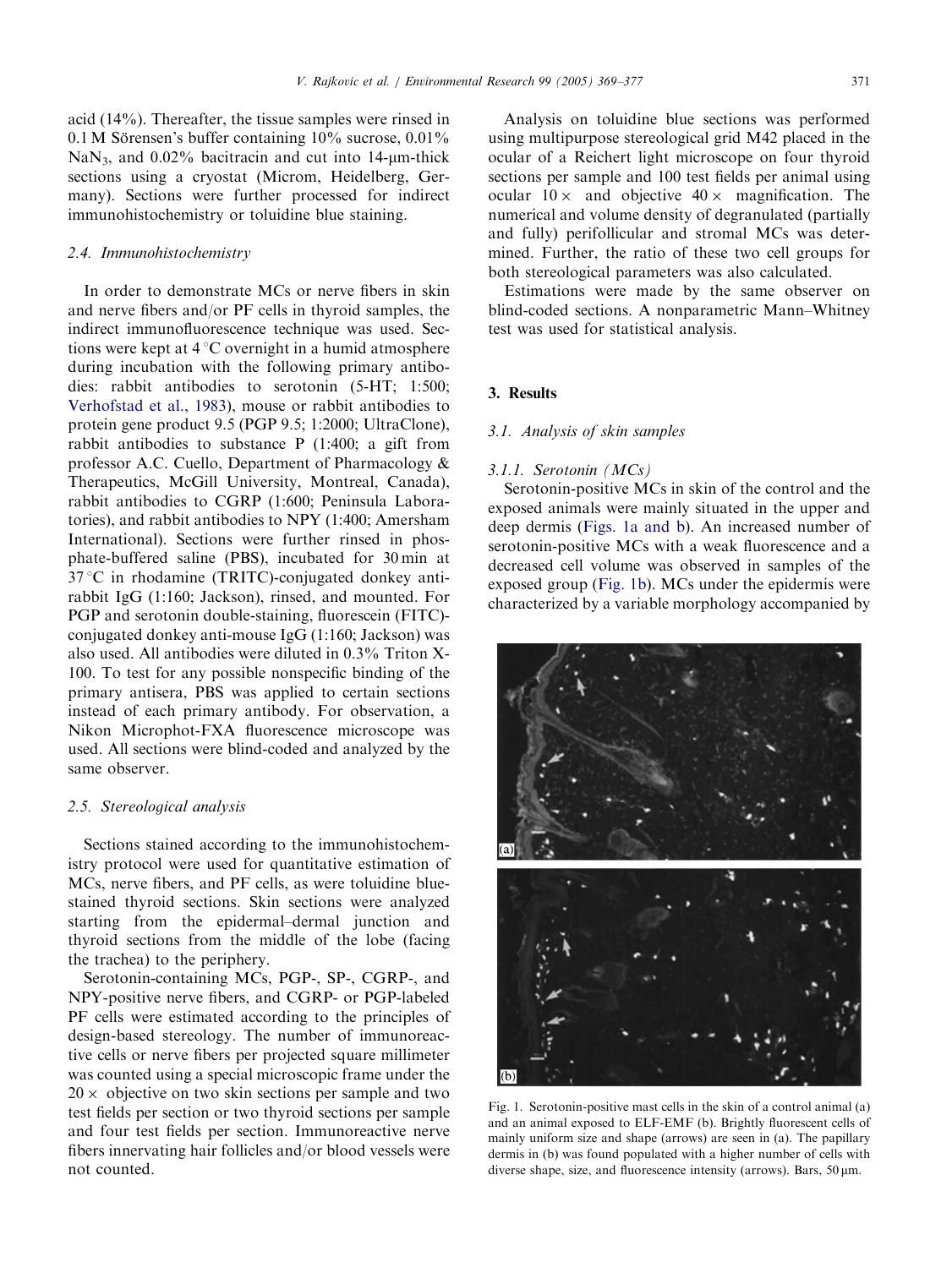acid (14%). Thereafter, the tissue samples were rinsed in 0.1 M Sörensen's buffer containing 10% sucrose, 0.01% $NaN_3$, and 0.02% bacitracin and cut into 14-μm-thick sections using a cryostat (Microm, Heidelberg, Germany). Sections were further processed for indirect immunohistochemistry or toluidine blue staining.

### 2.4. Immunohistochemistry

In order to demonstrate MCs or nerve fibers in skin and nerve fibers and/or PF cells in thyroid samples, the indirect immunofluorescence technique was used. Sections were kept at 4 °C overnight in a humid atmosphere during incubation with the following primary antibodies: rabbit antibodies to serotonin (5-HT; 1:500; Verhofstad et al., 1983), mouse or rabbit antibodies to protein gene product 9.5 (PGP 9.5; 1:2000; UltraClone), rabbit antibodies to substance P (1:400; a gift from professor A.C. Cuello, Department of Pharmacology & Therapeutics, McGill University, Montreal, Canada), rabbit antibodies to CGRP (1:600; Peninsula Laboratories), and rabbit antibodies to NPY (1:400; Amersham International). Sections were further rinsed in phosphate-buffered saline (PBS), incubated for 30 min at 37 °C in rhodamine (TRITC)-conjugated donkey anti-rabbit IgG (1:160; Jackson), rinsed, and mounted. For PGP and serotonin double-staining, fluorescein (FITC)-conjugated donkey anti-mouse IgG (1:160; Jackson) was also used. All antibodies were diluted in 0.3% Triton X-100. To test for any possible nonspecific binding of the primary antisera, PBS was applied to certain sections instead of each primary antibody. For observation, a Nikon Microphot-FXA fluorescence microscope was used. All sections were blind-coded and analyzed by the same observer.

### 2.5. Stereological analysis

Sections stained according to the immunohistochemistry protocol were used for quantitative estimation of MCs, nerve fibers, and PF cells, as were toluidine blue-stained thyroid sections. Skin sections were analyzed starting from the epidermal–dermal junction and thyroid sections from the middle of the lobe (facing the trachea) to the periphery.

Serotonin-containing MCs, PGP-, SP-, CGRP-, and NPY-positive nerve fibers, and CGRP- or PGP-labeled PF cells were estimated according to the principles of design-based stereology. The number of immunoreactive cells or nerve fibers per projected square millimeter was counted using a special microscopic frame under the 20× objective on two skin sections per sample and two test fields per section or two thyroid sections per sample and four test fields per section. Immunoreactive nerve fibers innervating hair follicles and/or blood vessels were not counted.

Analysis on toluidine blue sections was performed using multipurpose stereological grid M42 placed in the ocular of a Reichert light microscope on four thyroid sections per sample and 100 test fields per animal using ocular 10× and objective 40× magnification. The numerical and volume density of degranulated (partially and fully) perifollicular and stromal MCs was determined. Further, the ratio of these two cell groups for both stereological parameters was also calculated.

Estimations were made by the same observer on blind-coded sections. A nonparametric Mann–Whitney test was used for statistical analysis.

## 3. Results

### 3.1. Analysis of skin samples

#### 3.1.1. Serotonin (MCs)

Serotonin-positive MCs in skin of the control and the exposed animals were mainly situated in the upper and deep dermis (Figs. 1a and b). An increased number of serotonin-positive MCs with a weak fluorescence and a decreased cell volume was observed in samples of the exposed group (Fig. 1b). MCs under the epidermis were characterized by a variable morphology accompanied by

Fig. 1. Serotonin-positive mast cells in the skin of a control animal (a) and an animal exposed to ELF-EMF (b). Brightly fluorescent cells of mainly uniform size and shape (arrows) are seen in (a). The papillary dermis in (b) was found populated with a higher number of cells with diverse shape, size, and fluorescence intensity (arrows). Bars, 50 μm.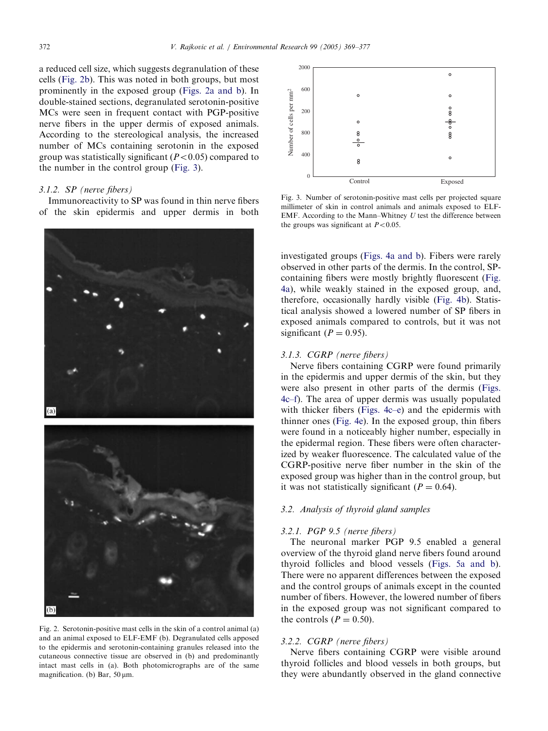a reduced cell size, which suggests degranulation of these cells (Fig. 2b). This was noted in both groups, but most prominently in the exposed group (Figs. 2a and b). In double-stained sections, degranulated serotonin-positive MCs were seen in frequent contact with PGP-positive nerve fibers in the upper dermis of exposed animals. According to the stereological analysis, the increased number of MCs containing serotonin in the exposed group was statistically significant ($P<0.05$) compared to the number in the control group (Fig. 3).

#### 3.1.2. SP (nerve fibers)

Immunoreactivity to SP was found in thin nerve fibers of the skin epidermis and upper dermis in both investigated groups (Figs. 4a and b). Fibers were rarely observed in other parts of the dermis. In the control, SP-containing fibers were mostly brightly fluorescent (Fig. 4a), while weakly stained in the exposed group, and, therefore, occasionally hardly visible (Fig. 4b). Statistical analysis showed a lowered number of SP fibers in exposed animals compared to controls, but it was not significant ($P = 0.95$).

Fig. 2. Serotonin-positive mast cells in the skin of a control animal (a) and an animal exposed to ELF-EMF (b). Degranulated cells apposed to the epidermis and serotonin-containing granules released into the cutaneous connective tissue are observed in (b) and predominantly intact mast cells in (a). Both photomicrographs are of the same magnification. (b) Bar, 50 μm.

Fig. 3. Number of serotonin-positive mast cells per projected square millimeter of skin in control animals and animals exposed to ELF-EMF. According to the Mann–Whitney *U* test the difference between the groups was significant at $P<0.05$.

#### 3.1.3. CGRP (nerve fibers)

Nerve fibers containing CGRP were found primarily in the epidermis and upper dermis of the skin, but they were also present in other parts of the dermis (Figs. 4c–f). The area of upper dermis was usually populated with thicker fibers (Figs. 4c–e) and the epidermis with thinner ones (Fig. 4e). In the exposed group, thin fibers were found in a noticeably higher number, especially in the epidermal region. These fibers were often characterized by weaker fluorescence. The calculated value of the CGRP-positive nerve fiber number in the skin of the exposed group was higher than in the control group, but it was not statistically significant ($P = 0.64$).

### 3.2. Analysis of thyroid gland samples

#### 3.2.1. PGP 9.5 (nerve fibers)

The neuronal marker PGP 9.5 enabled a general overview of the thyroid gland nerve fibers found around thyroid follicles and blood vessels (Figs. 5a and b). There were no apparent differences between the exposed and the control groups of animals except in the counted number of fibers. However, the lowered number of fibers in the exposed group was not significant compared to the controls ($P = 0.50$).

#### 3.2.2. CGRP (nerve fibers)

Nerve fibers containing CGRP were visible around thyroid follicles and blood vessels in both groups, but they were abundantly observed in the gland connective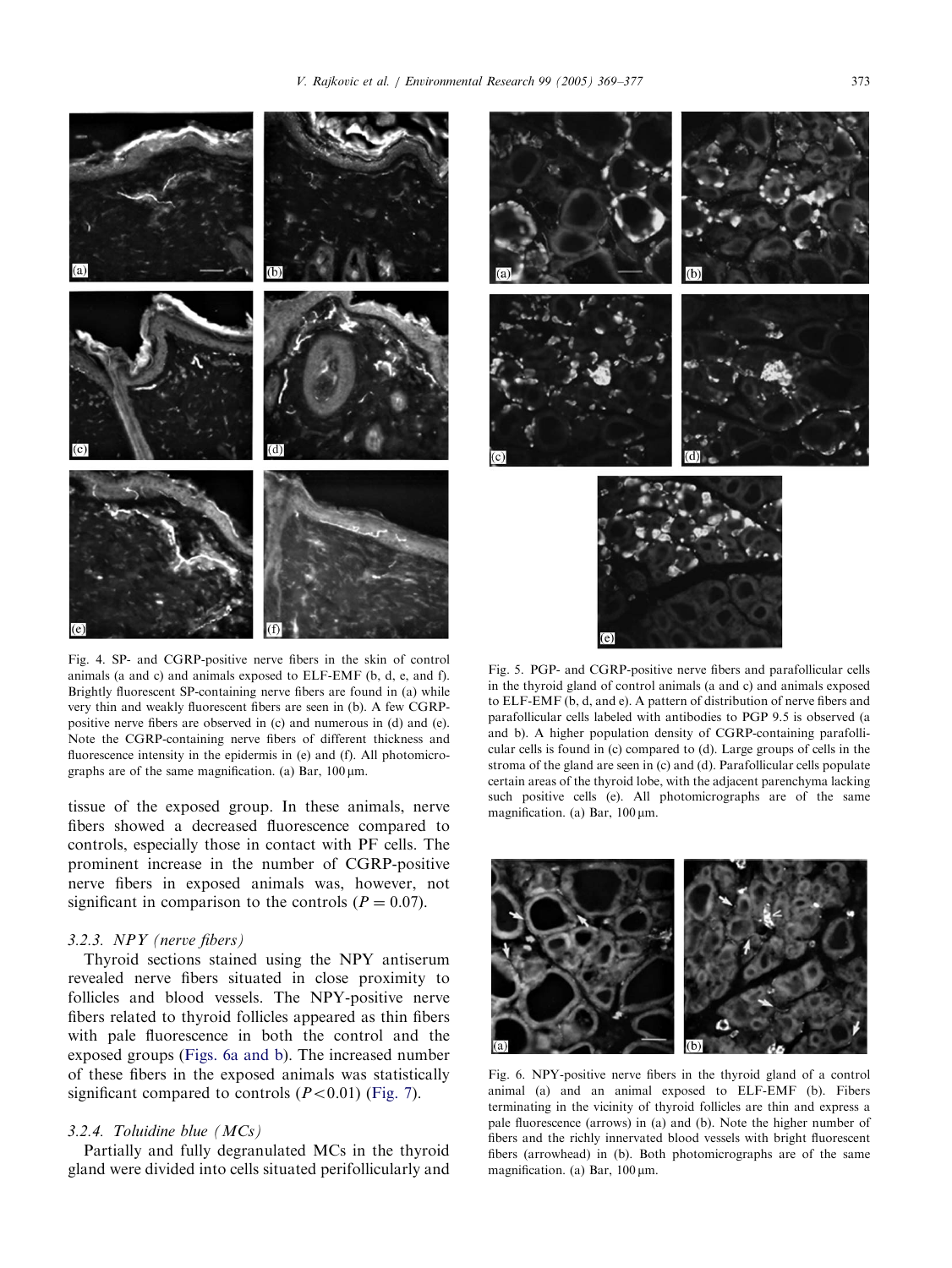Fig. 4. SP- and CGRP-positive nerve fibers in the skin of control animals (a and c) and animals exposed to ELF-EMF (b, d, e, and f). Brightly fluorescent SP-containing nerve fibers are found in (a) while very thin and weakly fluorescent fibers are seen in (b). A few CGRP-positive nerve fibers are observed in (c) and numerous in (d) and (e). Note the CGRP-containing nerve fibers of different thickness and fluorescence intensity in the epidermis in (e) and (f). All photomicrographs are of the same magnification. (a) Bar, 100 μm.

Fig. 5. PGP- and CGRP-positive nerve fibers and parafollicular cells in the thyroid gland of control animals (a and c) and animals exposed to ELF-EMF (b, d, and e). A pattern of distribution of nerve fibers and parafollicular cells labeled with antibodies to PGP 9.5 is observed (a and b). A higher population density of CGRP-containing parafollicular cells is found in (c) compared to (d). Large groups of cells in the stroma of the gland are seen in (c) and (d). Parafollicular cells populate certain areas of the thyroid lobe, with the adjacent parenchyma lacking such positive cells (e). All photomicrographs are of the same magnification. (a) Bar, 100 μm.

tissue of the exposed group. In these animals, nerve fibers showed a decreased fluorescence compared to controls, especially those in contact with PF cells. The prominent increase in the number of CGRP-positive nerve fibers in exposed animals was, however, not significant in comparison to the controls ($P = 0.07$).

### 3.2.3. NPY (nerve fibers)

Thyroid sections stained using the NPY antiserum revealed nerve fibers situated in close proximity to follicles and blood vessels. The NPY-positive nerve fibers related to thyroid follicles appeared as thin fibers with pale fluorescence in both the control and the exposed groups (Figs. 6a and b). The increased number of these fibers in the exposed animals was statistically significant compared to controls ($P < 0.01$) (Fig. 7).

### 3.2.4. Toluidine blue (MCs)

Partially and fully degranulated MCs in the thyroid gland were divided into cells situated perifollicularly and

Fig. 6. NPY-positive nerve fibers in the thyroid gland of a control animal (a) and an animal exposed to ELF-EMF (b). Fibers terminating in the vicinity of thyroid follicles are thin and express a pale fluorescence (arrows) in (a) and (b). Note the higher number of fibers and the richly innervated blood vessels with bright fluorescent fibers (arrowhead) in (b). Both photomicrographs are of the same magnification. (a) Bar, 100 μm.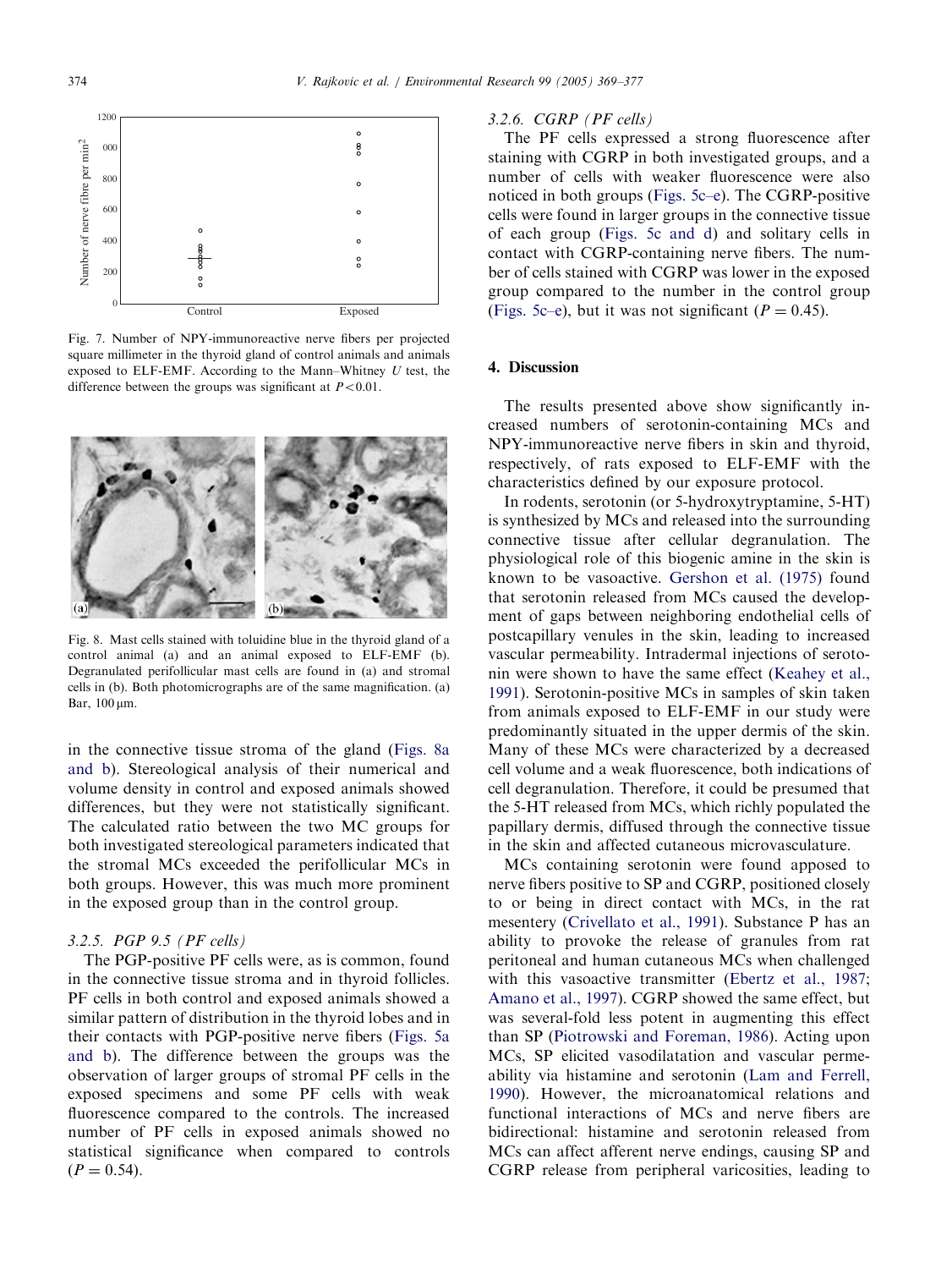Fig. 7. Number of NPY-immunoreactive nerve fibers per projected square millimeter in the thyroid gland of control animals and animals exposed to ELF-EMF. According to the Mann–Whitney $U$ test, the difference between the groups was significant at $P<0.01$.

Fig. 8. Mast cells stained with toluidine blue in the thyroid gland of a control animal (a) and an animal exposed to ELF-EMF (b). Degranulated perifollicular mast cells are found in (a) and stromal cells in (b). Both photomicrographs are of the same magnification. (a) Bar, 100 μm.

in the connective tissue stroma of the gland (Figs. 8a and b). Stereological analysis of their numerical and volume density in control and exposed animals showed differences, but they were not statistically significant. The calculated ratio between the two MC groups for both investigated stereological parameters indicated that the stromal MCs exceeded the perifollicular MCs in both groups. However, this was much more prominent in the exposed group than in the control group.

### 3.2.5. PGP 9.5 (PF cells)

The PGP-positive PF cells were, as is common, found in the connective tissue stroma and in thyroid follicles. PF cells in both control and exposed animals showed a similar pattern of distribution in the thyroid lobes and in their contacts with PGP-positive nerve fibers (Figs. 5a and b). The difference between the groups was the observation of larger groups of stromal PF cells in the exposed specimens and some PF cells with weak fluorescence compared to the controls. The increased number of PF cells in exposed animals showed no statistical significance when compared to controls ($P = 0.54$).

### 3.2.6. CGRP (PF cells)

The PF cells expressed a strong fluorescence after staining with CGRP in both investigated groups, and a number of cells with weaker fluorescence were also noticed in both groups (Figs. 5c–e). The CGRP-positive cells were found in larger groups in the connective tissue of each group (Figs. 5c and d) and solitary cells in contact with CGRP-containing nerve fibers. The number of cells stained with CGRP was lower in the exposed group compared to the number in the control group (Figs. 5c–e), but it was not significant ($P = 0.45$).

## 4. Discussion

The results presented above show significantly increased numbers of serotonin-containing MCs and NPY-immunoreactive nerve fibers in skin and thyroid, respectively, of rats exposed to ELF-EMF with the characteristics defined by our exposure protocol.

In rodents, serotonin (or 5-hydroxytryptamine, 5-HT) is synthesized by MCs and released into the surrounding connective tissue after cellular degranulation. The physiological role of this biogenic amine in the skin is known to be vasoactive. Gershon et al. (1975) found that serotonin released from MCs caused the development of gaps between neighboring endothelial cells of postcapillary venules in the skin, leading to increased vascular permeability. Intradermal injections of serotonin were shown to have the same effect (Keahey et al., 1991). Serotonin-positive MCs in samples of skin taken from animals exposed to ELF-EMF in our study were predominantly situated in the upper dermis of the skin. Many of these MCs were characterized by a decreased cell volume and a weak fluorescence, both indications of cell degranulation. Therefore, it could be presumed that the 5-HT released from MCs, which richly populated the papillary dermis, diffused through the connective tissue in the skin and affected cutaneous microvasculature.

MCs containing serotonin were found apposed to nerve fibers positive to SP and CGRP, positioned closely to or being in direct contact with MCs, in the rat mesentery (Crivellato et al., 1991). Substance P has an ability to provoke the release of granules from rat peritoneal and human cutaneous MCs when challenged with this vasoactive transmitter (Ebertz et al., 1987; Amano et al., 1997). CGRP showed the same effect, but was several-fold less potent in augmenting this effect than SP (Piotrowski and Foreman, 1986). Acting upon MCs, SP elicited vasodilatation and vascular permeability via histamine and serotonin (Lam and Ferrell, 1990). However, the microanatomical relations and functional interactions of MCs and nerve fibers are bidirectional: histamine and serotonin released from MCs can affect afferent nerve endings, causing SP and CGRP release from peripheral varicosities, leading to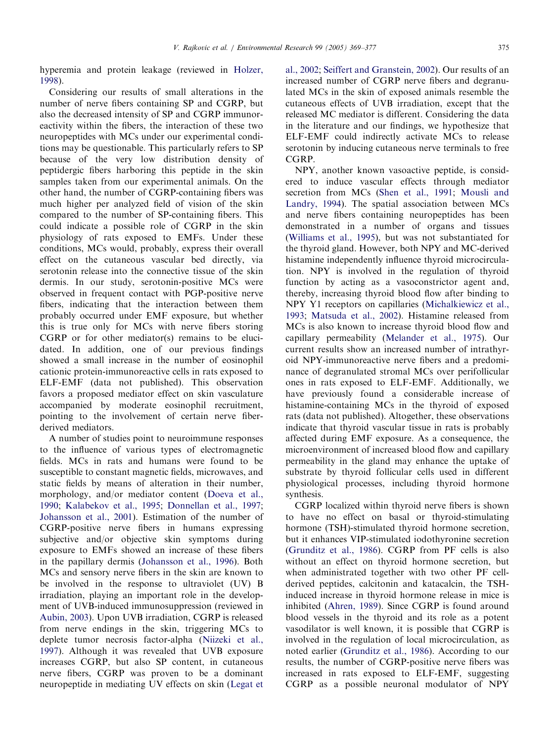hyperemia and protein leakage (reviewed in Holzer, 1998).

Considering our results of small alterations in the number of nerve fibers containing SP and CGRP, but also the decreased intensity of SP and CGRP immunoreactivity within the fibers, the interaction of these two neuropeptides with MCs under our experimental conditions may be questionable. This particularly refers to SP because of the very low distribution density of peptidergic fibers harboring this peptide in the skin samples taken from our experimental animals. On the other hand, the number of CGRP-containing fibers was much higher per analyzed field of vision of the skin compared to the number of SP-containing fibers. This could indicate a possible role of CGRP in the skin physiology of rats exposed to EMFs. Under these conditions, MCs would, probably, express their overall effect on the cutaneous vascular bed directly, via serotonin release into the connective tissue of the skin dermis. In our study, serotonin-positive MCs were observed in frequent contact with PGP-positive nerve fibers, indicating that the interaction between them probably occurred under EMF exposure, but whether this is true only for MCs with nerve fibers storing CGRP or for other mediator(s) remains to be elucidated. In addition, one of our previous findings showed a small increase in the number of eosinophil cationic protein-immunoreactive cells in rats exposed to ELF-EMF (data not published). This observation favors a proposed mediator effect on skin vasculature accompanied by moderate eosinophil recruitment, pointing to the involvement of certain nerve fiber-derived mediators.

A number of studies point to neuroimmune responses to the influence of various types of electromagnetic fields. MCs in rats and humans were found to be susceptible to constant magnetic fields, microwaves, and static fields by means of alteration in their number, morphology, and/or mediator content (Doeva et al., 1990; Kalabekov et al., 1995; Donnellan et al., 1997; Johansson et al., 2001). Estimation of the number of CGRP-positive nerve fibers in humans expressing subjective and/or objective skin symptoms during exposure to EMFs showed an increase of these fibers in the papillary dermis (Johansson et al., 1996). Both MCs and sensory nerve fibers in the skin are known to be involved in the response to ultraviolet (UV) B irradiation, playing an important role in the development of UVB-induced immunosuppression (reviewed in Aubin, 2003). Upon UVB irradiation, CGRP is released from nerve endings in the skin, triggering MCs to deplete tumor necrosis factor-alpha (Niizeki et al., 1997). Although it was revealed that UVB exposure increases CGRP, but also SP content, in cutaneous nerve fibers, CGRP was proven to be a dominant neuropeptide in mediating UV effects on skin (Legat et al., 2002; Seiffert and Granstein, 2002). Our results of an increased number of CGRP nerve fibers and degranulated MCs in the skin of exposed animals resemble the cutaneous effects of UVB irradiation, except that the released MC mediator is different. Considering the data in the literature and our findings, we hypothesize that ELF-EMF could indirectly activate MCs to release serotonin by inducing cutaneous nerve terminals to free CGRP.

NPY, another known vasoactive peptide, is considered to induce vascular effects through mediator secretion from MCs (Shen et al., 1991; Mousli and Landry, 1994). The spatial association between MCs and nerve fibers containing neuropeptides has been demonstrated in a number of organs and tissues (Williams et al., 1995), but was not substantiated for the thyroid gland. However, both NPY and MC-derived histamine independently influence thyroid microcirculation. NPY is involved in the regulation of thyroid function by acting as a vasoconstrictor agent and, thereby, increasing thyroid blood flow after binding to NPY Y1 receptors on capillaries (Michalkiewicz et al., 1993; Matsuda et al., 2002). Histamine released from MCs is also known to increase thyroid blood flow and capillary permeability (Melander et al., 1975). Our current results show an increased number of intrathyroid NPY-immunoreactive nerve fibers and a predominance of degranulated stromal MCs over perifollicular ones in rats exposed to ELF-EMF. Additionally, we have previously found a considerable increase of histamine-containing MCs in the thyroid of exposed rats (data not published). Altogether, these observations indicate that thyroid vascular tissue in rats is probably affected during EMF exposure. As a consequence, the microenvironment of increased blood flow and capillary permeability in the gland may enhance the uptake of substrate by thyroid follicular cells used in different physiological processes, including thyroid hormone synthesis.

CGRP localized within thyroid nerve fibers is shown to have no effect on basal or thyroid-stimulating hormone (TSH)-stimulated thyroid hormone secretion, but it enhances VIP-stimulated iodothyronine secretion (Grunditz et al., 1986). CGRP from PF cells is also without an effect on thyroid hormone secretion, but when administrated together with two other PF cell-derived peptides, calcitonin and katacalcin, the TSH-induced increase in thyroid hormone release in mice is inhibited (Ahren, 1989). Since CGRP is found around blood vessels in the thyroid and its role as a potent vasodilator is well known, it is possible that CGRP is involved in the regulation of local microcirculation, as noted earlier (Grunditz et al., 1986). According to our results, the number of CGRP-positive nerve fibers was increased in rats exposed to ELF-EMF, suggesting CGRP as a possible neuronal modulator of NPY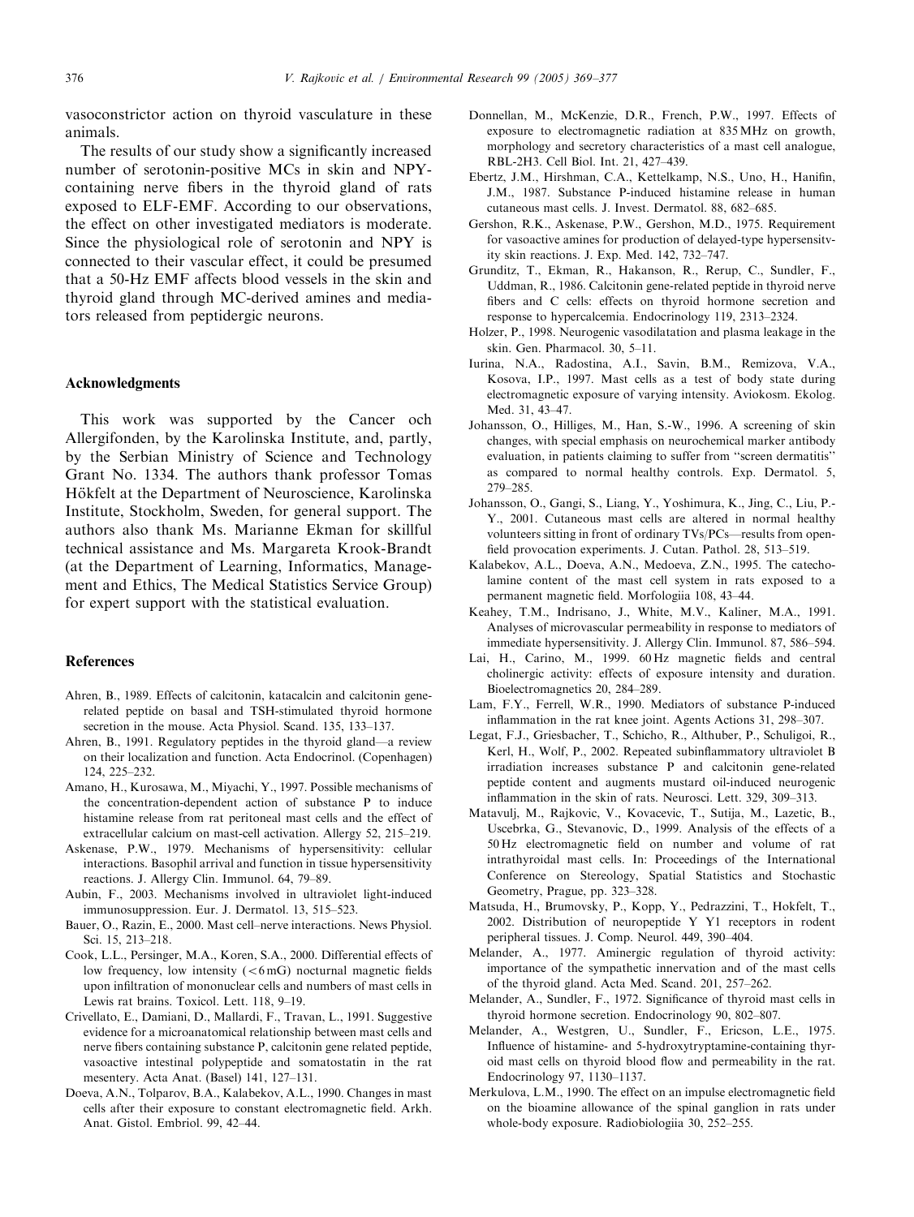vasoconstrictor action on thyroid vasculature in these animals.

The results of our study show a significantly increased number of serotonin-positive MCs in skin and NPY-containing nerve fibers in the thyroid gland of rats exposed to ELF-EMF. According to our observations, the effect on other investigated mediators is moderate. Since the physiological role of serotonin and NPY is connected to their vascular effect, it could be presumed that a 50-Hz EMF affects blood vessels in the skin and thyroid gland through MC-derived amines and mediators released from peptidergic neurons.

## Acknowledgments

This work was supported by the Cancer och Allergifonden, by the Karolinska Institute, and, partly, by the Serbian Ministry of Science and Technology Grant No. 1334. The authors thank professor Tomas Hökfelt at the Department of Neuroscience, Karolinska Institute, Stockholm, Sweden, for general support. The authors also thank Ms. Marianne Ekman for skillful technical assistance and Ms. Margareta Krook-Brandt (at the Department of Learning, Informatics, Management and Ethics, The Medical Statistics Service Group) for expert support with the statistical evaluation.

## References

Ahren, B., 1989. Effects of calcitonin, katacalcin and calcitonin gene-related peptide on basal and TSH-stimulated thyroid hormone secretion in the mouse. Acta Physiol. Scand. 135, 133–137.

Ahren, B., 1991. Regulatory peptides in the thyroid gland—a review on their localization and function. Acta Endocrinol. (Copenhagen) 124, 225–232.

Amano, H., Kurosawa, M., Miyachi, Y., 1997. Possible mechanisms of the concentration-dependent action of substance P to induce histamine release from rat peritoneal mast cells and the effect of extracellular calcium on mast-cell activation. Allergy 52, 215–219.

Askenase, P.W., 1979. Mechanisms of hypersensitivity: cellular interactions. Basophil arrival and function in tissue hypersensitivity reactions. J. Allergy Clin. Immunol. 64, 79–89.

Aubin, F., 2003. Mechanisms involved in ultraviolet light-induced immunosuppression. Eur. J. Dermatol. 13, 515–523.

Bauer, O., Razin, E., 2000. Mast cell–nerve interactions. News Physiol. Sci. 15, 213–218.

Cook, L.L., Persinger, M.A., Koren, S.A., 2000. Differential effects of low frequency, low intensity (<6 mG) nocturnal magnetic fields upon infiltration of mononuclear cells and numbers of mast cells in Lewis rat brains. Toxicol. Lett. 118, 9–19.

Crivellato, E., Damiani, D., Mallardi, F., Travan, L., 1991. Suggestive evidence for a microanatomical relationship between mast cells and nerve fibers containing substance P, calcitonin gene related peptide, vasoactive intestinal polypeptide and somatostatin in the rat mesentery. Acta Anat. (Basel) 141, 127–131.

Doeva, A.N., Tolparov, B.A., Kalabekov, A.L., 1990. Changes in mast cells after their exposure to constant electromagnetic field. Arkh. Anat. Gistol. Embriol. 99, 42–44.

Donnellan, M., McKenzie, D.R., French, P.W., 1997. Effects of exposure to electromagnetic radiation at 835 MHz on growth, morphology and secretory characteristics of a mast cell analogue, RBL-2H3. Cell Biol. Int. 21, 427–439.

Ebertz, J.M., Hirshman, C.A., Kettelkamp, N.S., Uno, H., Hanifin, J.M., 1987. Substance P-induced histamine release in human cutaneous mast cells. J. Invest. Dermatol. 88, 682–685.

Gershon, R.K., Askenase, P.W., Gershon, M.D., 1975. Requirement for vasoactive amines for production of delayed-type hypersensitvity skin reactions. J. Exp. Med. 142, 732–747.

Grunditz, T., Ekman, R., Hakanson, R., Rerup, C., Sundler, F., Uddman, R., 1986. Calcitonin gene-related peptide in thyroid nerve fibers and C cells: effects on thyroid hormone secretion and response to hypercalcemia. Endocrinology 119, 2313–2324.

Holzer, P., 1998. Neurogenic vasodilatation and plasma leakage in the skin. Gen. Pharmacol. 30, 5–11.

Iurina, N.A., Radostina, A.I., Savin, B.M., Remizova, V.A., Kosova, I.P., 1997. Mast cells as a test of body state during electromagnetic exposure of varying intensity. Aviokosm. Ekolog. Med. 31, 43–47.

Johansson, O., Hilliges, M., Han, S.-W., 1996. A screening of skin changes, with special emphasis on neurochemical marker antibody evaluation, in patients claiming to suffer from "screen dermatitis" as compared to normal healthy controls. Exp. Dermatol. 5, 279–285.

Johansson, O., Gangi, S., Liang, Y., Yoshimura, K., Jing, C., Liu, P.-Y., 2001. Cutaneous mast cells are altered in normal healthy volunteers sitting in front of ordinary TVs/PCs—results from open-field provocation experiments. J. Cutan. Pathol. 28, 513–519.

Kalabekov, A.L., Doeva, A.N., Medoeva, Z.N., 1995. The catecholamine content of the mast cell system in rats exposed to a permanent magnetic field. Morfologiia 108, 43–44.

Keahey, T.M., Indrisano, J., White, M.V., Kaliner, M.A., 1991. Analyses of microvascular permeability in response to mediators of immediate hypersensitivity. J. Allergy Clin. Immunol. 87, 586–594.

Lai, H., Carino, M., 1999. 60 Hz magnetic fields and central cholinergic activity: effects of exposure intensity and duration. Bioelectromagnetics 20, 284–289.

Lam, F.Y., Ferrell, W.R., 1990. Mediators of substance P-induced inflammation in the rat knee joint. Agents Actions 31, 298–307.

Legat, F.J., Griesbacher, T., Schicho, R., Althuber, P., Schuligoi, R., Kerl, H., Wolf, P., 2002. Repeated subinflammatory ultraviolet B irradiation increases substance P and calcitonin gene-related peptide content and augments mustard oil-induced neurogenic inflammation in the skin of rats. Neurosci. Lett. 329, 309–313.

Matavulj, M., Rajkovic, V., Kovacevic, T., Sutija, M., Lazetic, B., Uscebrka, G., Stevanovic, D., 1999. Analysis of the effects of a 50 Hz electromagnetic field on number and volume of rat intrathyroidal mast cells. In: Proceedings of the International Conference on Stereology, Spatial Statistics and Stochastic Geometry, Prague, pp. 323–328.

Matsuda, H., Brumovsky, P., Kopp, Y., Pedrazzini, T., Hokfelt, T., 2002. Distribution of neuropeptide Y Y1 receptors in rodent peripheral tissues. J. Comp. Neurol. 449, 390–404.

Melander, A., 1977. Aminergic regulation of thyroid activity: importance of the sympathetic innervation and of the mast cells of the thyroid gland. Acta Med. Scand. 201, 257–262.

Melander, A., Sundler, F., 1972. Significance of thyroid mast cells in thyroid hormone secretion. Endocrinology 90, 802–807.

Melander, A., Westgren, U., Sundler, F., Ericson, L.E., 1975. Influence of histamine- and 5-hydroxytryptamine-containing thyroid mast cells on thyroid blood flow and permeability in the rat. Endocrinology 97, 1130–1137.

Merkulova, L.M., 1990. The effect on an impulse electromagnetic field on the bioamine allowance of the spinal ganglion in rats under whole-body exposure. Radiobiologiia 30, 252–255.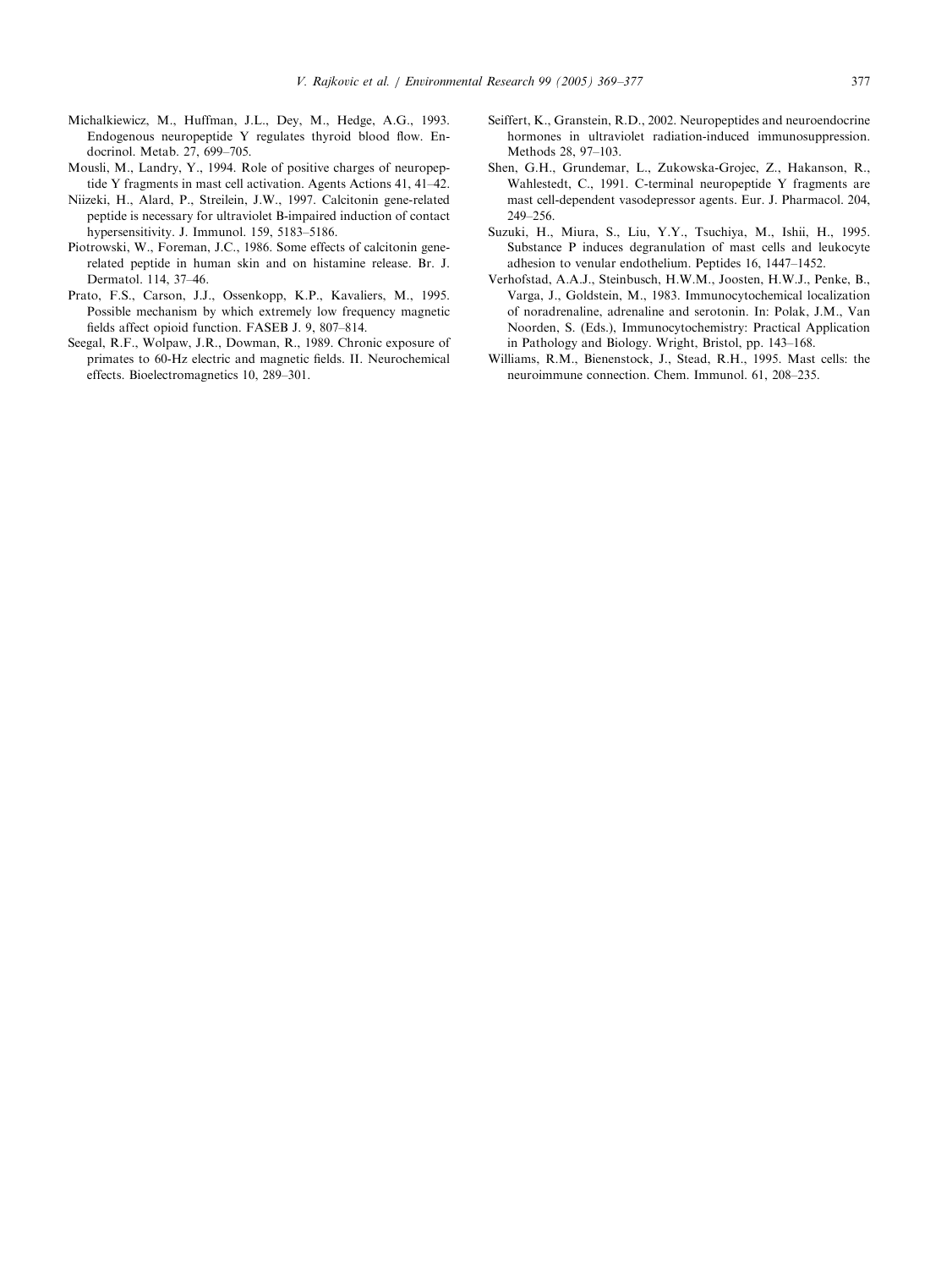Michalkiewicz, M., Huffman, J.L., Dey, M., Hedge, A.G., 1993. Endogenous neuropeptide Y regulates thyroid blood flow. Endocrinol. Metab. 27, 699–705.

Mousli, M., Landry, Y., 1994. Role of positive charges of neuropeptide Y fragments in mast cell activation. Agents Actions 41, 41–42.

Niizeki, H., Alard, P., Streilein, J.W., 1997. Calcitonin gene-related peptide is necessary for ultraviolet B-impaired induction of contact hypersensitivity. J. Immunol. 159, 5183–5186.

Piotrowski, W., Foreman, J.C., 1986. Some effects of calcitonin gene-related peptide in human skin and on histamine release. Br. J. Dermatol. 114, 37–46.

Prato, F.S., Carson, J.J., Ossenkopp, K.P., Kavaliers, M., 1995. Possible mechanism by which extremely low frequency magnetic fields affect opioid function. FASEB J. 9, 807–814.

Seegal, R.F., Wolpaw, J.R., Dowman, R., 1989. Chronic exposure of primates to 60-Hz electric and magnetic fields. II. Neurochemical effects. Bioelectromagnetics 10, 289–301.

Seiffert, K., Granstein, R.D., 2002. Neuropeptides and neuroendocrine hormones in ultraviolet radiation-induced immunosuppression. Methods 28, 97–103.

Shen, G.H., Grundemar, L., Zukowska-Grojec, Z., Hakanson, R., Wahlestedt, C., 1991. C-terminal neuropeptide Y fragments are mast cell-dependent vasodepressor agents. Eur. J. Pharmacol. 204, 249–256.

Suzuki, H., Miura, S., Liu, Y.Y., Tsuchiya, M., Ishii, H., 1995. Substance P induces degranulation of mast cells and leukocyte adhesion to venular endothelium. Peptides 16, 1447–1452.

Verhofstad, A.A.J., Steinbusch, H.W.M., Joosten, H.W.J., Penke, B., Varga, J., Goldstein, M., 1983. Immunocytochemical localization of noradrenaline, adrenaline and serotonin. In: Polak, J.M., Van Noorden, S. (Eds.), Immunocytochemistry: Practical Application in Pathology and Biology. Wright, Bristol, pp. 143–168.

Williams, R.M., Bienenstock, J., Stead, R.H., 1995. Mast cells: the neuroimmune connection. Chem. Immunol. 61, 208–235.